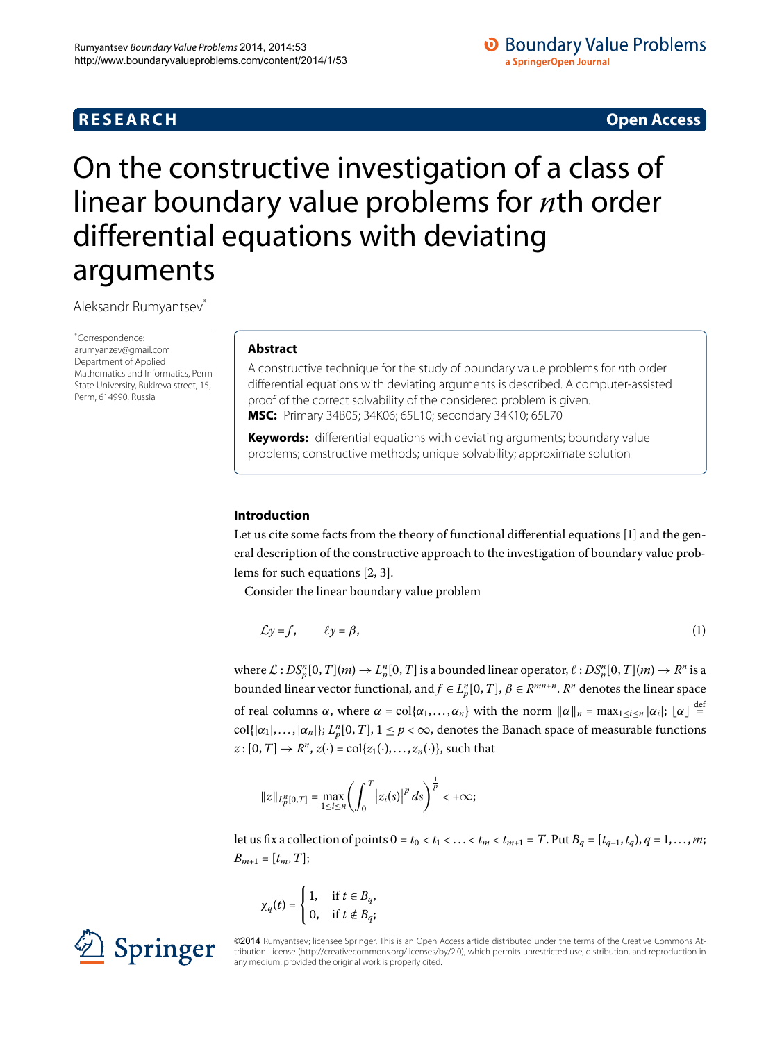**RESEARCH** **Open Access**

# On the constructive investigation of a class of linear boundary value problems for $n$th order differential equations with deviating arguments

Aleksandr Rumyantsev[*]

[*]Correspondence: arumyanzev@gmail.com
Department of Applied Mathematics and Informatics, Perm State University, Bukireva street, 15, Perm, 614990, Russia

## Abstract

A constructive technique for the study of boundary value problems for $n$th order differential equations with deviating arguments is described. A computer-assisted proof of the correct solvability of the considered problem is given.

**MSC:** Primary 34B05; 34K06; 65L10; secondary 34K10; 65L70

**Keywords:** differential equations with deviating arguments; boundary value problems; constructive methods; unique solvability; approximate solution

## Introduction

Let us cite some facts from the theory of functional differential equations [1] and the general description of the constructive approach to the investigation of boundary value problems for such equations [2, 3].

Consider the linear boundary value problem

$$\mathcal{L}y = f, \qquad \ell y = \beta, \tag{1}$$

where $\mathcal{L} : DS_p^n[0,T](m) \to L_p^n[0,T]$ is a bounded linear operator, $\ell : DS_p^n[0,T](m) \to R^n$ is a bounded linear vector functional, and $f \in L_p^n[0,T]$, $\beta \in R^{mn+n}$. $R^n$ denotes the linear space of real columns $\alpha$, where $\alpha = \operatorname{col}\{\alpha_1,\dots,\alpha_n\}$ with the norm $\|\alpha\|_n = \max_{1\le i\le n}|\alpha_i|$; $\lfloor\alpha\rfloor \stackrel{\text{def}}{=} \operatorname{col}\{|\alpha_1|,\dots,|\alpha_n|\}$; $L_p^n[0,T]$, $1 \le p < \infty$, denotes the Banach space of measurable functions $z : [0,T] \to R^n$, $z(\cdot) = \operatorname{col}\{z_1(\cdot),\dots,z_n(\cdot)\}$, such that

$$\|z\|_{L_p^n[0,T]} = \max_{1\le i\le n}\left(\int_0^T |z_i(s)|^p\,ds\right)^{\frac{1}{p}} < +\infty;$$

let us fix a collection of points $0 = t_0 < t_1 < \ldots < t_m < t_{m+1} = T$. Put $B_q = [t_{q-1}, t_q)$, $q = 1,\dots,m$; $B_{m+1} = [t_m, T]$;

$$\chi_q(t) = \begin{cases} 1, & \text{if } t \in B_q, \\ 0, & \text{if } t \notin B_q; \end{cases}$$

©2014 Rumyantsev; licensee Springer. This is an Open Access article distributed under the terms of the Creative Commons Attribution License (http://creativecommons.org/licenses/by/2.0), which permits unrestricted use, distribution, and reproduction in any medium, provided the original work is properly cited.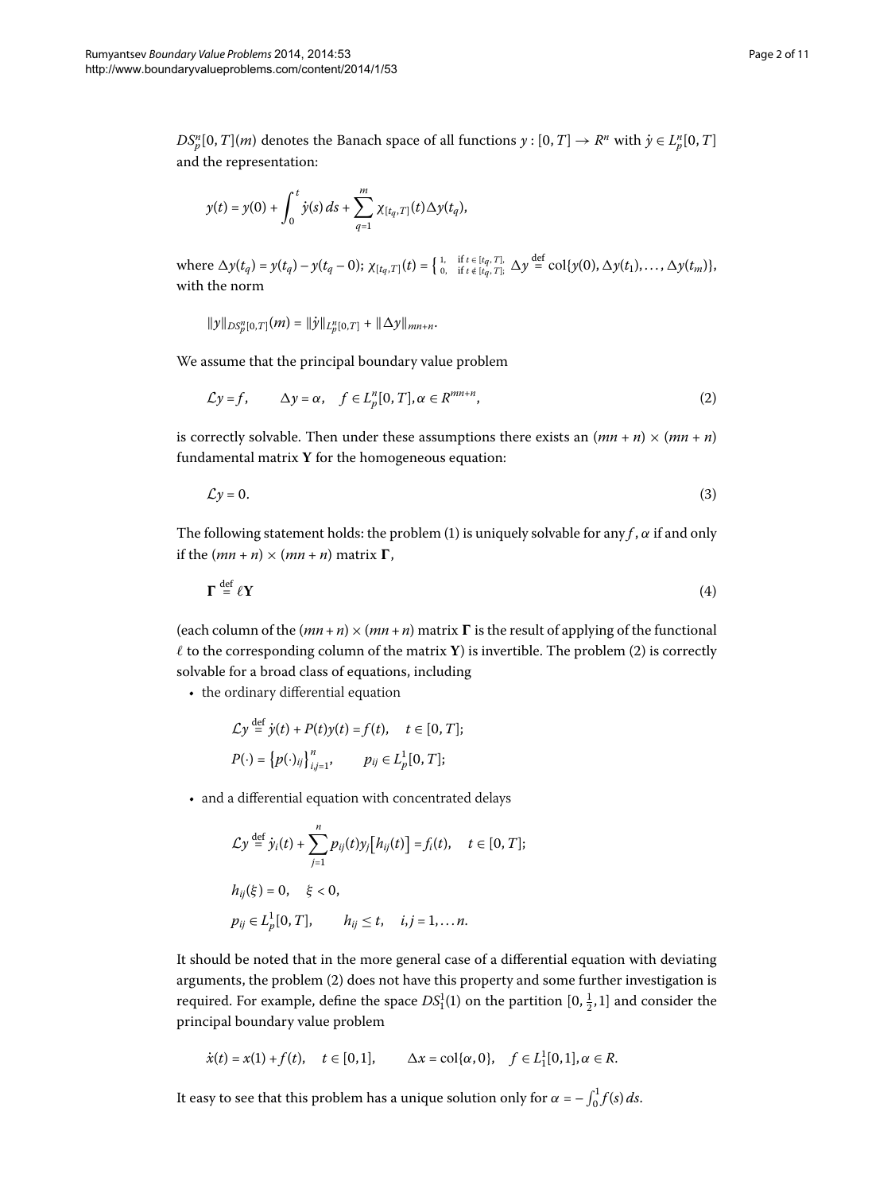$DS^n_p[0,T](m)$ denotes the Banach space of all functions $y:[0,T]\to R^n$ with $\dot{y}\in L^n_p[0,T]$ and the representation:

$$y(t)=y(0)+\int_0^t \dot{y}(s)\,ds+\sum_{q=1}^{m}\chi_{[t_q,T]}(t)\Delta y(t_q),$$

where $\Delta y(t_q)=y(t_q)-y(t_q-0)$; $\chi_{[t_q,T]}(t)=\left\{\begin{smallmatrix}1, & \text{if } t\in[t_q,T],\\ 0, & \text{if } t\notin[t_q,T];\end{smallmatrix}\right.$ $\Delta y\overset{\text{def}}{=}\operatorname{col}\{y(0),\Delta y(t_1),\dots,\Delta y(t_m)\}$, with the norm

$$\|y\|_{DS^n_p[0,T]}(m)=\|\dot{y}\|_{L^n_p[0,T]}+\|\Delta y\|_{mn+n}.$$

We assume that the principal boundary value problem

$$\mathcal{L}y=f,\qquad \Delta y=\alpha,\quad f\in L^n_p[0,T],\alpha\in R^{mn+n},\tag{2}$$

is correctly solvable. Then under these assumptions there exists an $(mn+n)\times(mn+n)$ fundamental matrix $\mathbf{Y}$ for the homogeneous equation:

$$\mathcal{L}y=0.\tag{3}$$

The following statement holds: the problem (1) is uniquely solvable for any $f$, $\alpha$ if and only if the $(mn+n)\times(mn+n)$ matrix $\mathbf{\Gamma}$,

$$\mathbf{\Gamma}\overset{\text{def}}{=}\ell\mathbf{Y}\tag{4}$$

(each column of the $(mn+n)\times(mn+n)$ matrix $\mathbf{\Gamma}$ is the result of applying of the functional $\ell$ to the corresponding column of the matrix $\mathbf{Y}$) is invertible. The problem (2) is correctly solvable for a broad class of equations, including

- the ordinary differential equation

$$\mathcal{L}y\overset{\text{def}}{=}\dot{y}(t)+P(t)y(t)=f(t),\quad t\in[0,T];$$
$$P(\cdot)=\{p(\cdot)_{ij}\}_{i,j=1}^{n},\qquad p_{ij}\in L^1_p[0,T];$$

- and a differential equation with concentrated delays

$$\mathcal{L}y\overset{\text{def}}{=}\dot{y}_i(t)+\sum_{j=1}^{n}p_{ij}(t)y_j\big[h_{ij}(t)\big]=f_i(t),\quad t\in[0,T];$$
$$h_{ij}(\xi)=0,\quad \xi<0,$$
$$p_{ij}\in L^1_p[0,T],\qquad h_{ij}\le t,\quad i,j=1,\dots n.$$

It should be noted that in the more general case of a differential equation with deviating arguments, the problem (2) does not have this property and some further investigation is required. For example, define the space $DS^1_1(1)$ on the partition $[0,\frac{1}{2},1]$ and consider the principal boundary value problem

$$\dot{x}(t)=x(1)+f(t),\quad t\in[0,1],\qquad \Delta x=\operatorname{col}\{\alpha,0\},\quad f\in L^1_1[0,1],\alpha\in R.$$

It easy to see that this problem has a unique solution only for $\alpha=-\int_0^1 f(s)\,ds$.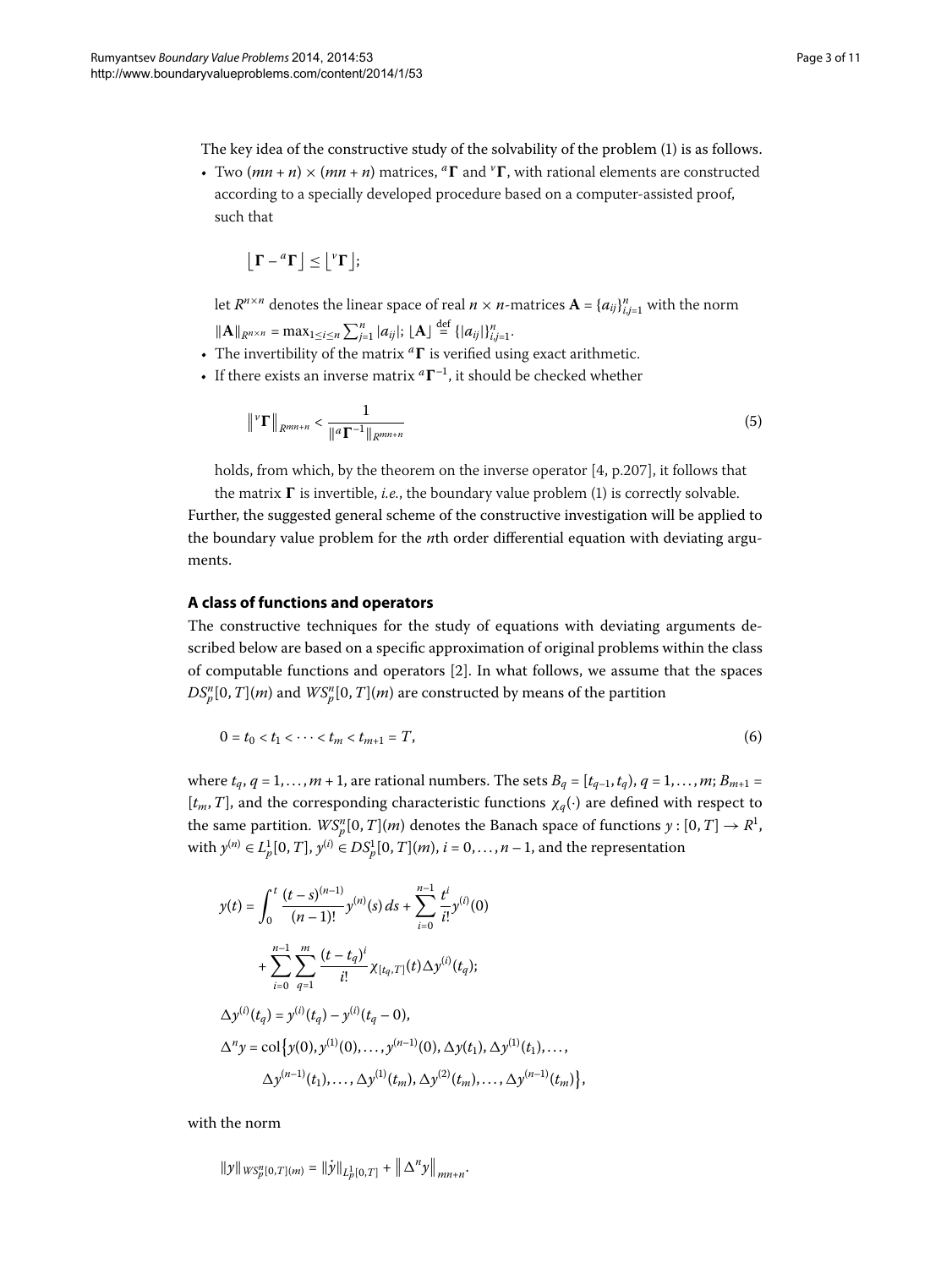The key idea of the constructive study of the solvability of the problem (1) is as follows.

- Two $(mn + n) \times (mn + n)$ matrices, ${}^a\mathbf{\Gamma}$ and ${}^v\mathbf{\Gamma}$, with rational elements are constructed according to a specially developed procedure based on a computer-assisted proof, such that

  $$\lfloor \mathbf{\Gamma} - {}^a\mathbf{\Gamma} \rfloor \leq \lfloor {}^v\mathbf{\Gamma} \rfloor;$$

  let $R^{n\times n}$ denotes the linear space of real $n \times n$-matrices $\mathbf{A} = \{a_{ij}\}_{i,j=1}^{n}$ with the norm $\|\mathbf{A}\|_{R^{n\times n}} = \max_{1\leq i\leq n} \sum_{j=1}^{n} |a_{ij}|$; $\lfloor \mathbf{A} \rfloor \stackrel{\text{def}}{=} \{|a_{ij}|\}_{i,j=1}^{n}$.
- The invertibility of the matrix ${}^a\mathbf{\Gamma}$ is verified using exact arithmetic.
- If there exists an inverse matrix ${}^a\mathbf{\Gamma}^{-1}$, it should be checked whether

  $$\left\| {}^v\mathbf{\Gamma} \right\|_{R^{mn+n}} < \frac{1}{\|{}^a\mathbf{\Gamma}^{-1}\|_{R^{mn+n}}} \tag{5}$$

  holds, from which, by the theorem on the inverse operator [4, p.207], it follows that the matrix $\mathbf{\Gamma}$ is invertible, *i.e.*, the boundary value problem (1) is correctly solvable.

Further, the suggested general scheme of the constructive investigation will be applied to the boundary value problem for the $n$th order differential equation with deviating arguments.

## A class of functions and operators

The constructive techniques for the study of equations with deviating arguments described below are based on a specific approximation of original problems within the class of computable functions and operators [2]. In what follows, we assume that the spaces $DS_p^n[0,T](m)$ and $WS_p^n[0,T](m)$ are constructed by means of the partition

$$0 = t_0 < t_1 < \cdots < t_m < t_{m+1} = T, \tag{6}$$

where $t_q$, $q = 1,\dots,m+1$, are rational numbers. The sets $B_q = [t_{q-1}, t_q)$, $q = 1,\dots,m$; $B_{m+1} = [t_m, T]$, and the corresponding characteristic functions $\chi_q(\cdot)$ are defined with respect to the same partition. $WS_p^n[0,T](m)$ denotes the Banach space of functions $y : [0,T] \to R^1$, with $y^{(n)} \in L_p^1[0,T]$, $y^{(i)} \in DS_p^1[0,T](m)$, $i = 0,\dots,n-1$, and the representation

$$\begin{aligned}
y(t) &= \int_0^t \frac{(t-s)^{(n-1)}}{(n-1)!} y^{(n)}(s)\,ds + \sum_{i=0}^{n-1} \frac{t^i}{i!} y^{(i)}(0) \\
&\quad + \sum_{i=0}^{n-1} \sum_{q=1}^{m} \frac{(t-t_q)^i}{i!} \chi_{[t_q,T]}(t) \Delta y^{(i)}(t_q); \\
\Delta y^{(i)}(t_q) &= y^{(i)}(t_q) - y^{(i)}(t_q - 0), \\
\Delta^n y &= \operatorname{col}\bigl\{y(0), y^{(1)}(0), \dots, y^{(n-1)}(0), \Delta y(t_1), \Delta y^{(1)}(t_1), \dots, \\
&\quad \Delta y^{(n-1)}(t_1), \dots, \Delta y^{(1)}(t_m), \Delta y^{(2)}(t_m), \dots, \Delta y^{(n-1)}(t_m)\bigr\},
\end{aligned}$$

with the norm

$$\|y\|_{WS_p^n[0,T](m)} = \|\dot{y}\|_{L_p^1[0,T]} + \left\| \Delta^n y \right\|_{mn+n}.$$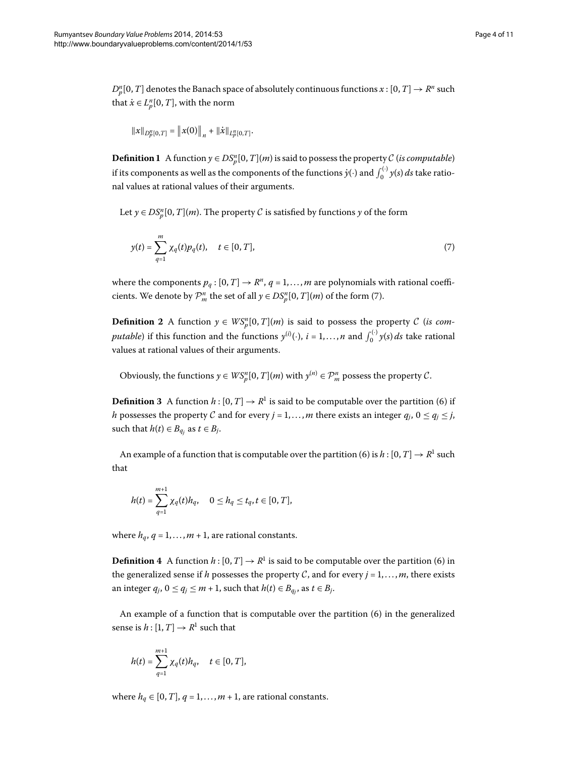$D_p^n[0,T]$ denotes the Banach space of absolutely continuous functions $x:[0,T]\to R^n$ such that $\dot{x}\in L_p^n[0,T]$, with the norm

$$\|x\|_{D_p^n[0,T]} = \|x(0)\|_n + \|\dot{x}\|_{L_p^n[0,T]}.$$

**Definition 1** A function $y\in DS_p^n[0,T](m)$ is said to possess the property $\mathcal{C}$ (*is computable*) if its components as well as the components of the functions $\dot{y}(\cdot)$ and $\int_0^{(\cdot)} y(s)\,ds$ take rational values at rational values of their arguments.

Let $y\in DS_p^n[0,T](m)$. The property $\mathcal{C}$ is satisfied by functions $y$ of the form

$$y(t) = \sum_{q=1}^{m} \chi_q(t)p_q(t), \quad t\in[0,T], \tag{7}$$

where the components $p_q:[0,T]\to R^n$, $q=1,\dots,m$ are polynomials with rational coefficients. We denote by $\mathcal{P}_m^n$ the set of all $y\in DS_p^n[0,T](m)$ of the form (7).

**Definition 2** A function $y\in WS_p^n[0,T](m)$ is said to possess the property $\mathcal{C}$ (*is computable*) if this function and the functions $y^{(i)}(\cdot)$, $i=1,\dots,n$ and $\int_0^{(\cdot)} y(s)\,ds$ take rational values at rational values of their arguments.

Obviously, the functions $y\in WS_p^n[0,T](m)$ with $y^{(n)}\in\mathcal{P}_m^n$ possess the property $\mathcal{C}$.

**Definition 3** A function $h:[0,T]\to R^1$ is said to be computable over the partition (6) if $h$ possesses the property $\mathcal{C}$ and for every $j=1,\dots,m$ there exists an integer $q_j$, $0\le q_j\le j$, such that $h(t)\in B_{q_j}$ as $t\in B_j$.

An example of a function that is computable over the partition (6) is $h:[0,T]\to R^1$ such that

$$h(t) = \sum_{q=1}^{m+1} \chi_q(t)h_q, \quad 0\le h_q\le t_q, t\in[0,T],$$

where $h_q$, $q=1,\dots,m+1$, are rational constants.

**Definition 4** A function $h:[0,T]\to R^1$ is said to be computable over the partition (6) in the generalized sense if $h$ possesses the property $\mathcal{C}$, and for every $j=1,\dots,m$, there exists an integer $q_j$, $0\le q_j\le m+1$, such that $h(t)\in B_{q_j}$, as $t\in B_j$.

An example of a function that is computable over the partition (6) in the generalized sense is $h:[1,T]\to R^1$ such that

$$h(t) = \sum_{q=1}^{m+1} \chi_q(t)h_q, \quad t\in[0,T],$$

where $h_q\in[0,T]$, $q=1,\dots,m+1$, are rational constants.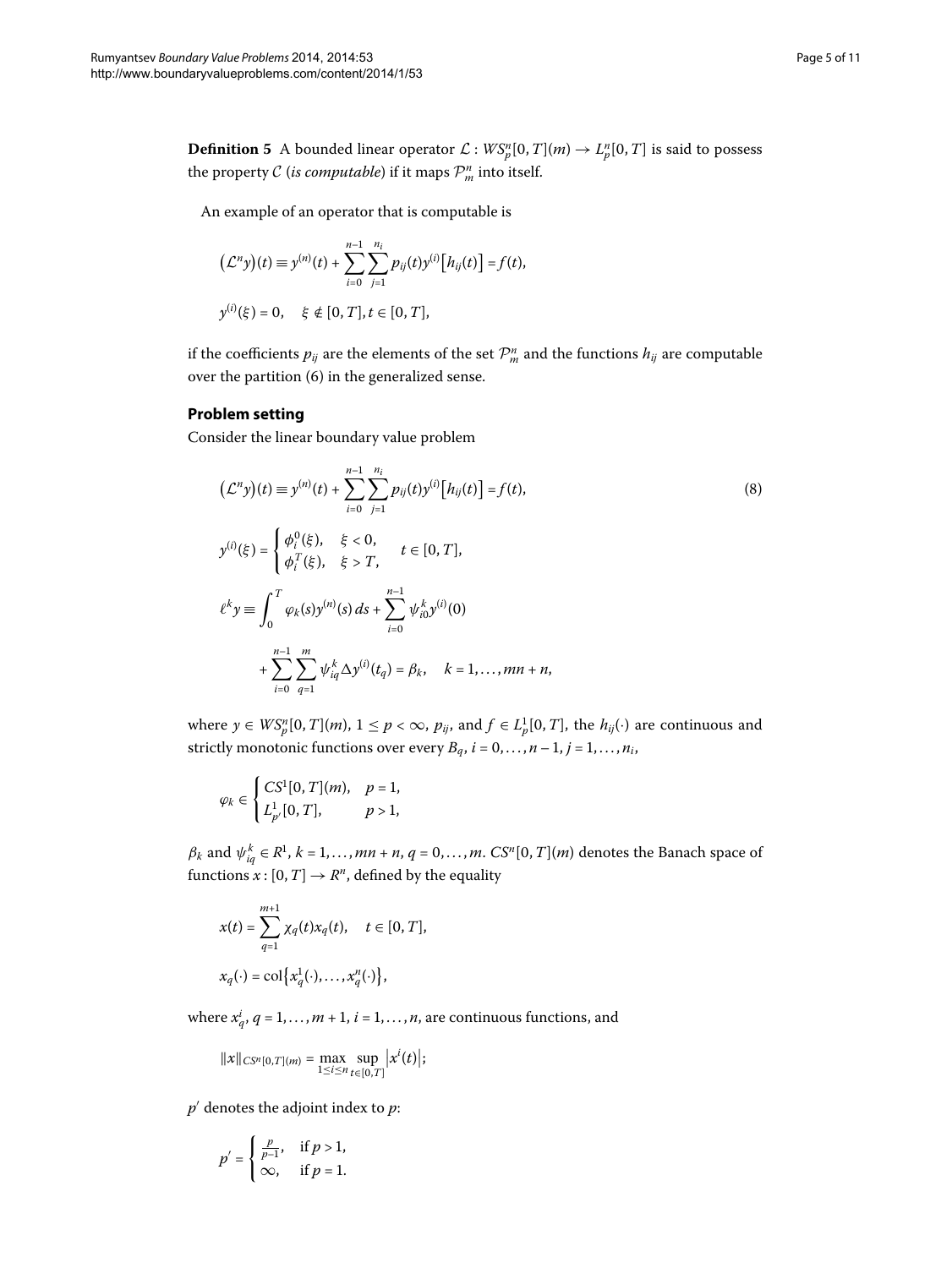**Definition 5** A bounded linear operator $\mathcal{L} : WS_p^n[0,T](m) \to L_p^n[0,T]$ is said to possess the property $\mathcal{C}$ (*is computable*) if it maps $\mathcal{P}_m^n$ into itself.

An example of an operator that is computable is

$$\left(\mathcal{L}^n y\right)(t) \equiv y^{(n)}(t) + \sum_{i=0}^{n-1} \sum_{j=1}^{n_i} p_{ij}(t) y^{(i)}\left[h_{ij}(t)\right] = f(t),$$

$$y^{(i)}(\xi) = 0, \quad \xi \notin [0,T], t \in [0,T],$$

if the coefficients $p_{ij}$ are the elements of the set $\mathcal{P}_m^n$ and the functions $h_{ij}$ are computable over the partition (6) in the generalized sense.

## Problem setting

Consider the linear boundary value problem

$$\left(\mathcal{L}^n y\right)(t) \equiv y^{(n)}(t) + \sum_{i=0}^{n-1} \sum_{j=1}^{n_i} p_{ij}(t) y^{(i)}\left[h_{ij}(t)\right] = f(t), \tag{8}$$

$$y^{(i)}(\xi) = \begin{cases} \phi_i^0(\xi), & \xi < 0, \\ \phi_i^T(\xi), & \xi > T, \end{cases} \quad t \in [0,T],$$

$$\ell^k y \equiv \int_0^T \varphi_k(s) y^{(n)}(s)\, ds + \sum_{i=0}^{n-1} \psi_{i0}^k y^{(i)}(0) + \sum_{i=0}^{n-1} \sum_{q=1}^{m} \psi_{iq}^k \Delta y^{(i)}(t_q) = \beta_k, \quad k = 1, \ldots, mn+n,$$

where $y \in WS_p^n[0,T](m)$, $1 \le p < \infty$, $p_{ij}$, and $f \in L_p^1[0,T]$, the $h_{ij}(\cdot)$ are continuous and strictly monotonic functions over every $B_q$, $i = 0, \ldots, n-1$, $j = 1, \ldots, n_i$,

$$\varphi_k \in \begin{cases} CS^1[0,T](m), & p = 1, \\ L_{p'}^1[0,T], & p > 1, \end{cases}$$

$\beta_k$ and $\psi_{iq}^k \in R^1$, $k = 1, \ldots, mn+n$, $q = 0, \ldots, m$. $CS^n[0,T](m)$ denotes the Banach space of functions $x : [0,T] \to R^n$, defined by the equality

$$x(t) = \sum_{q=1}^{m+1} \chi_q(t) x_q(t), \quad t \in [0,T],$$

$$x_q(\cdot) = \operatorname{col}\left\{x_q^1(\cdot), \ldots, x_q^n(\cdot)\right\},$$

where $x_q^i$, $q = 1, \ldots, m+1$, $i = 1, \ldots, n$, are continuous functions, and

$$\|x\|_{CS^n[0,T](m)} = \max_{1 \le i \le n} \sup_{t \in [0,T]} \left|x^i(t)\right|;$$

$p'$ denotes the adjoint index to $p$:

$$p' = \begin{cases} \frac{p}{p-1}, & \text{if } p > 1, \\ \infty, & \text{if } p = 1. \end{cases}$$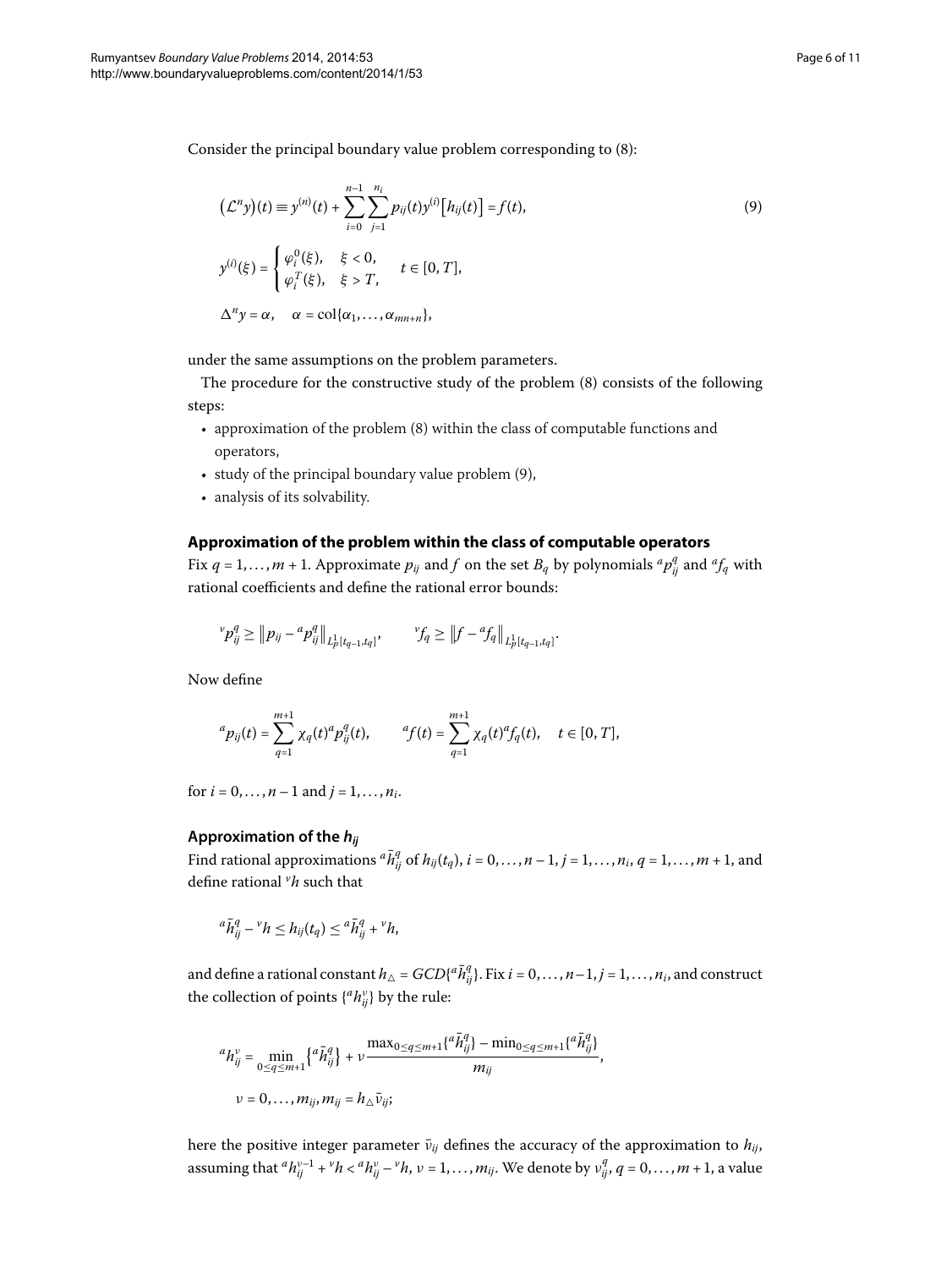Consider the principal boundary value problem corresponding to (8):

$$(\mathcal{L}^n y)(t) \equiv y^{(n)}(t) + \sum_{i=0}^{n-1} \sum_{j=1}^{n_i} p_{ij}(t) y^{(i)}\big[h_{ij}(t)\big] = f(t), \tag{9}$$

$$y^{(i)}(\xi) = \begin{cases} \varphi_i^0(\xi), & \xi < 0, \\ \varphi_i^T(\xi), & \xi > T, \end{cases} \quad t \in [0, T],$$

$$\Delta^n y = \alpha, \quad \alpha = \operatorname{col}\{\alpha_1, \ldots, \alpha_{mn+n}\},$$

under the same assumptions on the problem parameters.

The procedure for the constructive study of the problem (8) consists of the following steps:

- approximation of the problem (8) within the class of computable functions and operators,
- study of the principal boundary value problem (9),
- analysis of its solvability.

### Approximation of the problem within the class of computable operators

Fix $q = 1, \ldots, m+1$. Approximate $p_{ij}$ and $f$ on the set $B_q$ by polynomials ${}^a p_{ij}^q$ and ${}^a f_q$ with rational coefficients and define the rational error bounds:

$${}^v p_{ij}^q \geq \big\| p_{ij} - {}^a p_{ij}^q \big\|_{L_p^1[t_{q-1}, t_q]}, \qquad {}^v f_q \geq \big\| f - {}^a f_q \big\|_{L_p^1[t_{q-1}, t_q]}.$$

Now define

$${}^a p_{ij}(t) = \sum_{q=1}^{m+1} \chi_q(t)\, {}^a p_{ij}^q(t), \qquad {}^a f(t) = \sum_{q=1}^{m+1} \chi_q(t)\, {}^a f_q(t), \quad t \in [0, T],$$

for $i = 0, \ldots, n-1$ and $j = 1, \ldots, n_i$.

### Approximation of the $h_{ij}$

Find rational approximations ${}^a \bar{h}_{ij}^q$ of $h_{ij}(t_q)$, $i = 0, \ldots, n-1$, $j = 1, \ldots, n_i$, $q = 1, \ldots, m+1$, and define rational ${}^v h$ such that

$${}^a \bar{h}_{ij}^q - {}^v h \leq h_{ij}(t_q) \leq {}^a \bar{h}_{ij}^q + {}^v h,$$

and define a rational constant $h_\triangle = GCD\{{}^a \bar{h}_{ij}^q\}$. Fix $i = 0, \ldots, n-1$, $j = 1, \ldots, n_i$, and construct the collection of points $\{{}^a h_{ij}^\nu\}$ by the rule:

$${}^a h_{ij}^\nu = \min_{0 \leq q \leq m+1} \big\{ {}^a \bar{h}_{ij}^q \big\} + \nu \frac{\max_{0 \leq q \leq m+1} \{ {}^a \bar{h}_{ij}^q \} - \min_{0 \leq q \leq m+1} \{ {}^a \bar{h}_{ij}^q \}}{m_{ij}},$$

$$\nu = 0, \ldots, m_{ij}, m_{ij} = h_\triangle \bar{\nu}_{ij};$$

here the positive integer parameter $\bar{\nu}_{ij}$ defines the accuracy of the approximation to $h_{ij}$, assuming that ${}^a h_{ij}^{\nu-1} + {}^v h < {}^a h_{ij}^\nu - {}^v h$, $\nu = 1, \ldots, m_{ij}$. We denote by $\nu_{ij}^q$, $q = 0, \ldots, m+1$, a value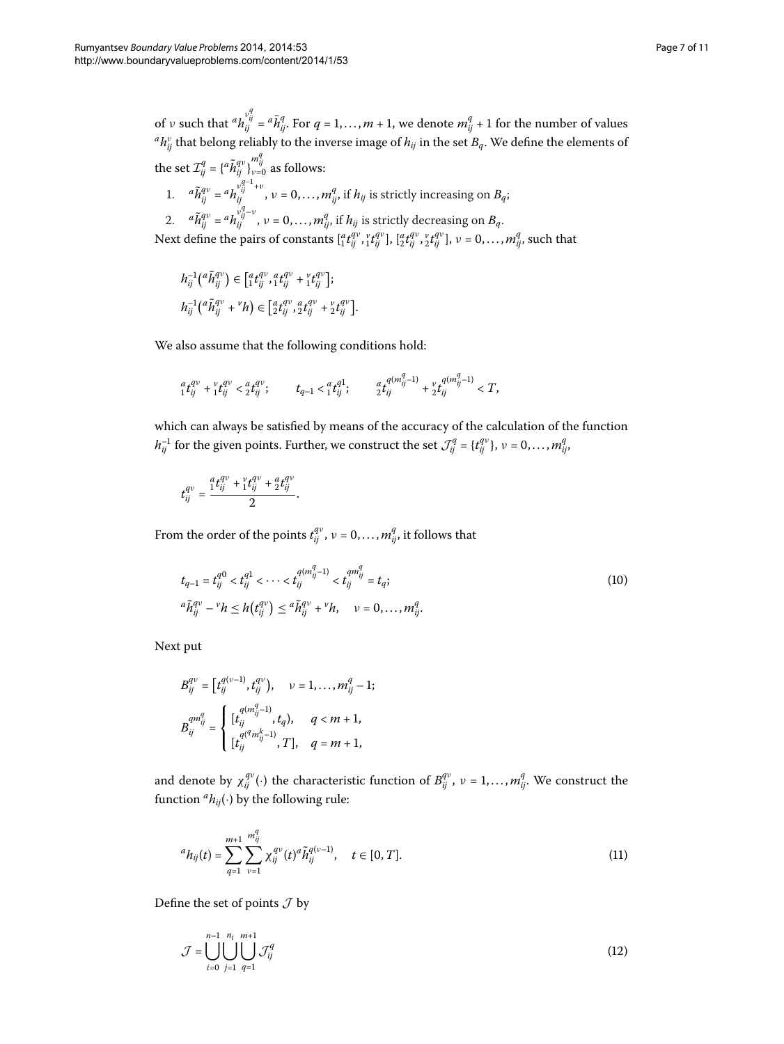of $\nu$ such that ${}^a h_{ij}^{\nu_{ij}^q} = {}^a\tilde{h}_{ij}^q$. For $q = 1,\dots,m+1$, we denote $m_{ij}^q + 1$ for the number of values ${}^a h_{ij}^\nu$ that belong reliably to the inverse image of $h_{ij}$ in the set $B_q$. We define the elements of the set $\mathcal{I}_{ij}^q = \{{}^a\tilde{h}_{ij}^{q\nu}\}_{\nu=0}^{m_{ij}^q}$ as follows:

1. ${}^a\tilde{h}_{ij}^{q\nu} = {}^a h_{ij}^{\nu_{ij}^{q-1}+\nu}$, $\nu = 0,\dots,m_{ij}^q$, if $h_{ij}$ is strictly increasing on $B_q$;
2. ${}^a\tilde{h}_{ij}^{q\nu} = {}^a h_{ij}^{\nu_{ij}^q-\nu}$, $\nu = 0,\dots,m_{ij}^q$, if $h_{ij}$ is strictly decreasing on $B_q$.

Next define the pairs of constants $[{}_1^a t_{ij}^{q\nu}, {}_1^\nu t_{ij}^{q\nu}]$, $[{}_2^a t_{ij}^{q\nu}, {}_2^\nu t_{ij}^{q\nu}]$, $\nu = 0,\dots,m_{ij}^q$, such that

$$
\begin{aligned}
&h_{ij}^{-1}\left({}^a\tilde{h}_{ij}^{q\nu}\right) \in \left[{}_1^a t_{ij}^{q\nu}, {}_1^a t_{ij}^{q\nu} + {}_1^\nu t_{ij}^{q\nu}\right];\\
&h_{ij}^{-1}\left({}^a\tilde{h}_{ij}^{q\nu} + {}^\nu h\right) \in \left[{}_2^a t_{ij}^{q\nu}, {}_2^a t_{ij}^{q\nu} + {}_2^\nu t_{ij}^{q\nu}\right].
\end{aligned}
$$

We also assume that the following conditions hold:

$$
{}_1^a t_{ij}^{q\nu} + {}_1^\nu t_{ij}^{q\nu} < {}_2^a t_{ij}^{q\nu}; \qquad t_{q-1} < {}_1^a t_{ij}^{q1}; \qquad {}_2^a t_{ij}^{q(m_{ij}^q-1)} + {}_2^\nu t_{ij}^{q(m_{ij}^q-1)} < T,
$$

which can always be satisfied by means of the accuracy of the calculation of the function $h_{ij}^{-1}$ for the given points. Further, we construct the set $\mathcal{J}_{ij}^q = \{t_{ij}^{q\nu}\}$, $\nu = 0,\dots,m_{ij}^q$,

$$
t_{ij}^{q\nu} = \frac{{}_1^a t_{ij}^{q\nu} + {}_1^\nu t_{ij}^{q\nu} + {}_2^a t_{ij}^{q\nu}}{2}.
$$

From the order of the points $t_{ij}^{q\nu}$, $\nu = 0,\dots,m_{ij}^q$, it follows that

$$
\begin{aligned}
&t_{q-1} = t_{ij}^{q0} < t_{ij}^{q1} < \cdots < t_{ij}^{q(m_{ij}^q-1)} < t_{ij}^{qm_{ij}^q} = t_q;\\
&{}^a\tilde{h}_{ij}^{q\nu} - {}^\nu h \le h\left(t_{ij}^{q\nu}\right) \le {}^a\tilde{h}_{ij}^{q\nu} + {}^\nu h, \quad \nu = 0,\dots,m_{ij}^q.
\end{aligned}
\tag{10}
$$

Next put

$$
\begin{aligned}
&B_{ij}^{q\nu} = \left[t_{ij}^{q(\nu-1)}, t_{ij}^{q\nu}\right), \quad \nu = 1,\dots,m_{ij}^q - 1;\\
&B_{ij}^{qm_{ij}^q} = \begin{cases} [t_{ij}^{q(m_{ij}^q-1)}, t_q), & q < m+1,\\ [t_{ij}^{q(^q m_{ij}^k-1)}, T], & q = m+1, \end{cases}
\end{aligned}
$$

and denote by $\chi_{ij}^{q\nu}(\cdot)$ the characteristic function of $B_{ij}^{q\nu}$, $\nu = 1,\dots,m_{ij}^q$. We construct the function ${}^a h_{ij}(\cdot)$ by the following rule:

$$
{}^a h_{ij}(t) = \sum_{q=1}^{m+1}\sum_{\nu=1}^{m_{ij}^q} \chi_{ij}^{q\nu}(t)\,{}^a\tilde{h}_{ij}^{q(\nu-1)}, \quad t \in [0,T].
\tag{11}
$$

Define the set of points $\mathcal{J}$ by

$$
\mathcal{J} = \bigcup_{i=0}^{n-1}\bigcup_{j=1}^{n_i}\bigcup_{q=1}^{m+1} \mathcal{J}_{ij}^q
\tag{12}
$$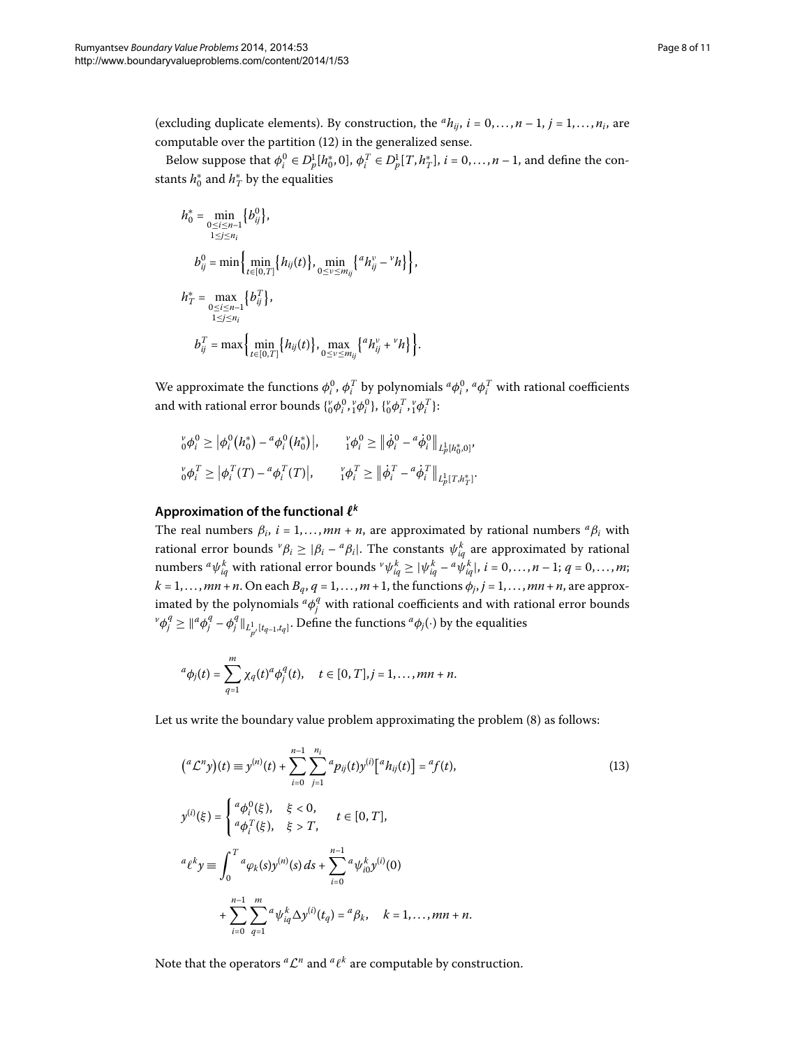(excluding duplicate elements). By construction, the ${}^a h_{ij}$, $i = 0, \ldots, n-1$, $j = 1, \ldots, n_i$, are computable over the partition (12) in the generalized sense.

Below suppose that $\phi_i^0 \in D_p^1[h_0^*, 0]$, $\phi_i^T \in D_p^1[T, h_T^*]$, $i = 0, \ldots, n-1$, and define the constants $h_0^*$ and $h_T^*$ by the equalities

$$h_0^* = \min_{\substack{0 \le i \le n-1 \\ 1 \le j \le n_i}} \{b_{ij}^0\},$$

$$b_{ij}^0 = \min\Big\{ \min_{t \in [0,T]} \{h_{ij}(t)\}, \min_{0 \le \nu \le m_{ij}} \{{}^a h_{ij}^\nu - {}^\nu h\} \Big\},$$

$$h_T^* = \max_{\substack{0 \le i \le n-1 \\ 1 \le j \le n_i}} \{b_{ij}^T\},$$

$$b_{ij}^T = \max\Big\{ \min_{t \in [0,T]} \{h_{ij}(t)\}, \max_{0 \le \nu \le m_{ij}} \{{}^a h_{ij}^\nu + {}^\nu h\} \Big\}.$$

We approximate the functions $\phi_i^0$, $\phi_i^T$ by polynomials ${}^a\phi_i^0$, ${}^a\phi_i^T$ with rational coefficients and with rational error bounds $\{{}^\nu_0\phi_i^0, {}^\nu_1\phi_i^0\}$, $\{{}^\nu_0\phi_i^T, {}^\nu_1\phi_i^T\}$:

$$ {}^\nu_0\phi_i^0 \ge \big|\phi_i^0(h_0^*) - {}^a\phi_i^0(h_0^*)\big|, \qquad {}^\nu_1\phi_i^0 \ge \big\|\dot\phi_i^0 - {}^a\dot\phi_i^0\big\|_{L_p^1[h_0^*,0]},$$

$$ {}^\nu_0\phi_i^T \ge \big|\phi_i^T(T) - {}^a\phi_i^T(T)\big|, \qquad {}^\nu_1\phi_i^T \ge \big\|\dot\phi_i^T - {}^a\dot\phi_i^T\big\|_{L_p^1[T,h_T^*]}.$$

### Approximation of the functional $\ell^k$

The real numbers $\beta_i$, $i = 1, \ldots, mn+n$, are approximated by rational numbers ${}^a\beta_i$ with rational error bounds ${}^\nu\beta_i \ge |\beta_i - {}^a\beta_i|$. The constants $\psi_{iq}^k$ are approximated by rational numbers ${}^a\psi_{iq}^k$ with rational error bounds ${}^\nu\psi_{iq}^k \ge |\psi_{iq}^k - {}^a\psi_{iq}^k|$, $i = 0, \ldots, n-1$; $q = 0, \ldots, m$; $k = 1, \ldots, mn+n$. On each $B_q$, $q = 1, \ldots, m+1$, the functions $\phi_j$, $j = 1, \ldots, mn+n$, are approximated by the polynomials ${}^a\phi_j^q$ with rational coefficients and with rational error bounds ${}^\nu\phi_j^q \ge \|{}^a\phi_j^q - \phi_j^q\|_{L^1_{p'}[t_{q-1},t_q]}$. Define the functions ${}^a\phi_j(\cdot)$ by the equalities

$${}^a\phi_j(t) = \sum_{q=1}^m \chi_q(t)\,{}^a\phi_j^q(t), \quad t \in [0,T], j = 1, \ldots, mn+n.$$

Let us write the boundary value problem approximating the problem (8) as follows:

$$\begin{aligned}
&\big({}^a\mathcal{L}^n y\big)(t) \equiv y^{(n)}(t) + \sum_{i=0}^{n-1}\sum_{j=1}^{n_i} {}^a p_{ij}(t) y^{(i)}\big[{}^a h_{ij}(t)\big] = {}^a f(t), \qquad (13)\\
&y^{(i)}(\xi) = \begin{cases} {}^a\phi_i^0(\xi), & \xi < 0, \\ {}^a\phi_i^T(\xi), & \xi > T, \end{cases} \quad t \in [0,T],\\
&{}^a\ell^k y \equiv \int_0^T {}^a\varphi_k(s) y^{(n)}(s)\,ds + \sum_{i=0}^{n-1} {}^a\psi_{i0}^k y^{(i)}(0)\\
&\qquad + \sum_{i=0}^{n-1}\sum_{q=1}^m {}^a\psi_{iq}^k \Delta y^{(i)}(t_q) = {}^a\beta_k, \quad k = 1, \ldots, mn+n.
\end{aligned}$$

Note that the operators ${}^a\mathcal{L}^n$ and ${}^a\ell^k$ are computable by construction.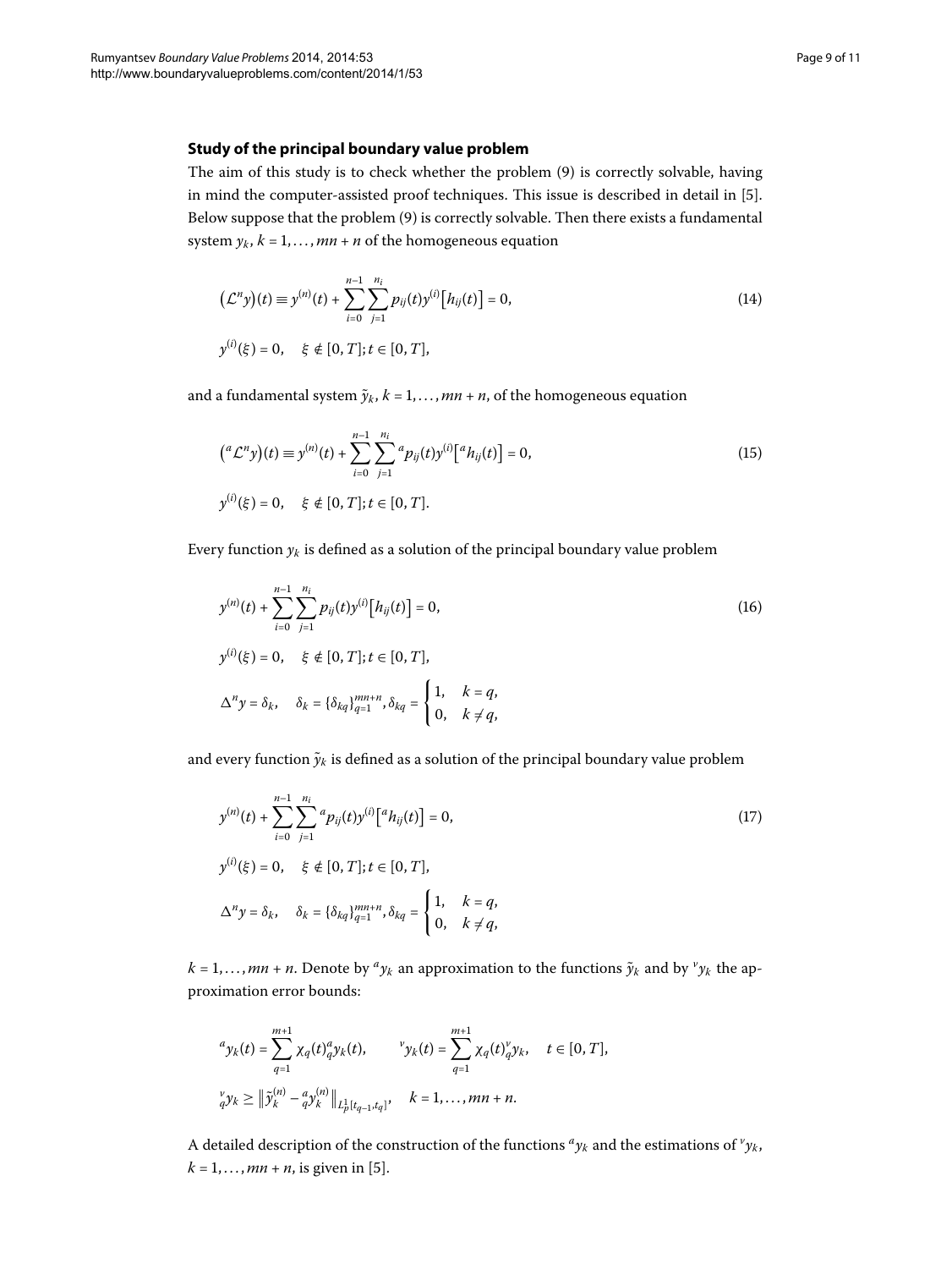### Study of the principal boundary value problem

The aim of this study is to check whether the problem (9) is correctly solvable, having in mind the computer-assisted proof techniques. This issue is described in detail in [5]. Below suppose that the problem (9) is correctly solvable. Then there exists a fundamental system $y_k$, $k = 1, \ldots, mn + n$ of the homogeneous equation

$$
\begin{aligned}
&(\mathcal{L}^n y)(t) \equiv y^{(n)}(t) + \sum_{i=0}^{n-1} \sum_{j=1}^{n_i} p_{ij}(t) y^{(i)}\bigl[h_{ij}(t)\bigr] = 0, \qquad (14)\\
&y^{(i)}(\xi) = 0, \quad \xi \notin [0, T]; t \in [0, T],
\end{aligned}
$$

and a fundamental system $\tilde{y}_k$, $k = 1, \ldots, mn + n$, of the homogeneous equation

$$
\begin{aligned}
&({}^a\mathcal{L}^n y)(t) \equiv y^{(n)}(t) + \sum_{i=0}^{n-1} \sum_{j=1}^{n_i} {}^a p_{ij}(t) y^{(i)}\bigl[{}^a h_{ij}(t)\bigr] = 0, \qquad (15)\\
&y^{(i)}(\xi) = 0, \quad \xi \notin [0, T]; t \in [0, T].
\end{aligned}
$$

Every function $y_k$ is defined as a solution of the principal boundary value problem

$$
\begin{aligned}
&y^{(n)}(t) + \sum_{i=0}^{n-1} \sum_{j=1}^{n_i} p_{ij}(t) y^{(i)}\bigl[h_{ij}(t)\bigr] = 0, \qquad (16)\\
&y^{(i)}(\xi) = 0, \quad \xi \notin [0, T]; t \in [0, T],\\
&\Delta^n y = \delta_k, \quad \delta_k = \{\delta_{kq}\}_{q=1}^{mn+n}, \delta_{kq} = \begin{cases} 1, & k = q, \\ 0, & k \neq q, \end{cases}
\end{aligned}
$$

and every function $\tilde{y}_k$ is defined as a solution of the principal boundary value problem

$$
\begin{aligned}
&y^{(n)}(t) + \sum_{i=0}^{n-1} \sum_{j=1}^{n_i} {}^a p_{ij}(t) y^{(i)}\bigl[{}^a h_{ij}(t)\bigr] = 0, \qquad (17)\\
&y^{(i)}(\xi) = 0, \quad \xi \notin [0, T]; t \in [0, T],\\
&\Delta^n y = \delta_k, \quad \delta_k = \{\delta_{kq}\}_{q=1}^{mn+n}, \delta_{kq} = \begin{cases} 1, & k = q, \\ 0, & k \neq q, \end{cases}
\end{aligned}
$$

$k = 1, \ldots, mn + n$. Denote by ${}^a y_k$ an approximation to the functions $\tilde{y}_k$ and by ${}^v y_k$ the approximation error bounds:

$$
\begin{aligned}
&{}^a y_k(t) = \sum_{q=1}^{m+1} \chi_q(t) {}^a_q y_k(t), \qquad {}^v y_k(t) = \sum_{q=1}^{m+1} \chi_q(t) {}^v_q y_k, \quad t \in [0, T],\\
&{}^v_q y_k \geq \bigl\| \tilde{y}_k^{(n)} - {}^a_q y_k^{(n)} \bigr\|_{L^1_p[t_{q-1}, t_q]}, \quad k = 1, \ldots, mn + n.
\end{aligned}
$$

A detailed description of the construction of the functions ${}^a y_k$ and the estimations of ${}^v y_k$, $k = 1, \ldots, mn + n$, is given in [5].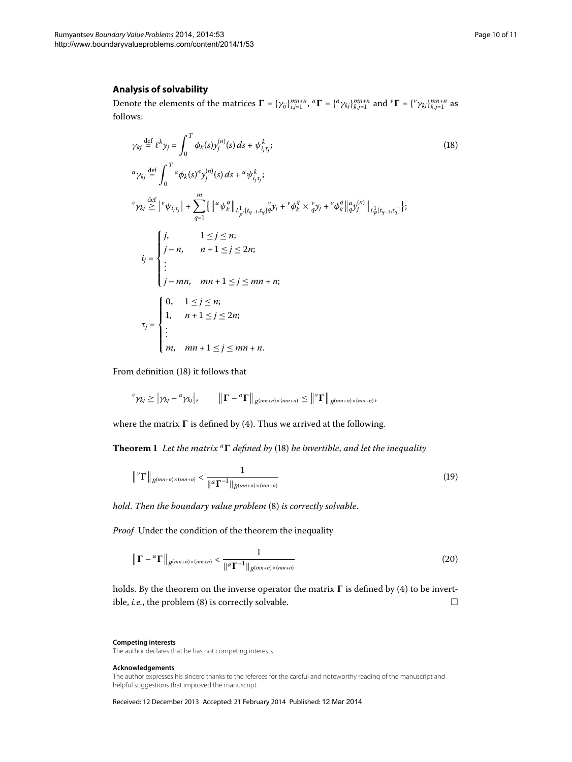## Analysis of solvability

Denote the elements of the matrices $\mathbf{\Gamma} = \{\gamma_{ij}\}_{i,j=1}^{mn+n}$, ${}^a\mathbf{\Gamma} = \{{}^a\gamma_{kj}\}_{k,j=1}^{mn+n}$ and ${}^v\mathbf{\Gamma} = \{{}^v\gamma_{kj}\}_{k,j=1}^{mn+n}$ as follows:

$$
\begin{aligned}
&\gamma_{kj} \overset{\text{def}}{=} \ell^k y_j = \int_0^T \phi_k(s) y_j^{(n)}(s)\,ds + \psi_{i_j\tau_j}^k; \qquad (18)\\
&{}^a\gamma_{kj} \overset{\text{def}}{=} \int_0^T {}^a\phi_k(s)\,{}^a y_j^{(n)}(s)\,ds + {}^a\psi_{i_j\tau_j}^k;\\
&{}^v\gamma_{kj} \overset{\text{def}}{\geq} \left|{}^v\psi_{i_j\tau_j}\right| + \sum_{q=1}^{m}\Bigl\{\bigl\|{}^a\psi_k^q\bigr\|_{L^1_{p'}[t_{q-1},t_q]}\,{}_q^v y_j + {}^v\phi_k^q \times {}_q^v y_j + {}^v\phi_k^q \bigl\|{}_q^a y_j^{(n)}\bigr\|_{L^1_p[t_{q-1},t_q]}\Bigr\};\\
&i_j = \begin{cases} j, & 1 \leq j \leq n;\\ j-n, & n+1 \leq j \leq 2n;\\ \vdots & \\ j-mn, & mn+1 \leq j \leq mn+n; \end{cases}\\
&\tau_j = \begin{cases} 0, & 1 \leq j \leq n;\\ 1, & n+1 \leq j \leq 2n;\\ \vdots & \\ m, & mn+1 \leq j \leq mn+n. \end{cases}
\end{aligned}
$$

From definition (18) it follows that

$$
{}^v\gamma_{kj} \geq \left|\gamma_{kj} - {}^a\gamma_{kj}\right|, \qquad \left\|\mathbf{\Gamma} - {}^a\mathbf{\Gamma}\right\|_{R^{(mn+n)\times(mn+n)}} \leq \left\|{}^v\mathbf{\Gamma}\right\|_{R^{(mn+n)\times(mn+n)}},
$$

where the matrix $\mathbf{\Gamma}$ is defined by (4). Thus we arrived at the following.

**Theorem 1** *Let the matrix ${}^a\mathbf{\Gamma}$ defined by* (18) *be invertible, and let the inequality*

$$
\left\|{}^v\mathbf{\Gamma}\right\|_{R^{(mn+n)\times(mn+n)}} < \frac{1}{\|{}^a\mathbf{\Gamma}^{-1}\|_{R^{(mn+n)\times(mn+n)}}} \qquad (19)
$$

*hold. Then the boundary value problem* (8) *is correctly solvable.*

*Proof* Under the condition of the theorem the inequality

$$
\left\|\mathbf{\Gamma} - {}^a\mathbf{\Gamma}\right\|_{R^{(mn+n)\times(mn+n)}} < \frac{1}{\|{}^a\mathbf{\Gamma}^{-1}\|_{R^{(mn+n)\times(mn+n)}}} \qquad (20)
$$

holds. By the theorem on the inverse operator the matrix $\mathbf{\Gamma}$ is defined by (4) to be invertible, *i.e.*, the problem (8) is correctly solvable. □

**Competing interests**

The author declares that he has not competing interests.

**Acknowledgements**

The author expresses his sincere thanks to the referees for the careful and noteworthy reading of the manuscript and helpful suggestions that improved the manuscript.

Received: 12 December 2013 Accepted: 21 February 2014 Published: 12 Mar 2014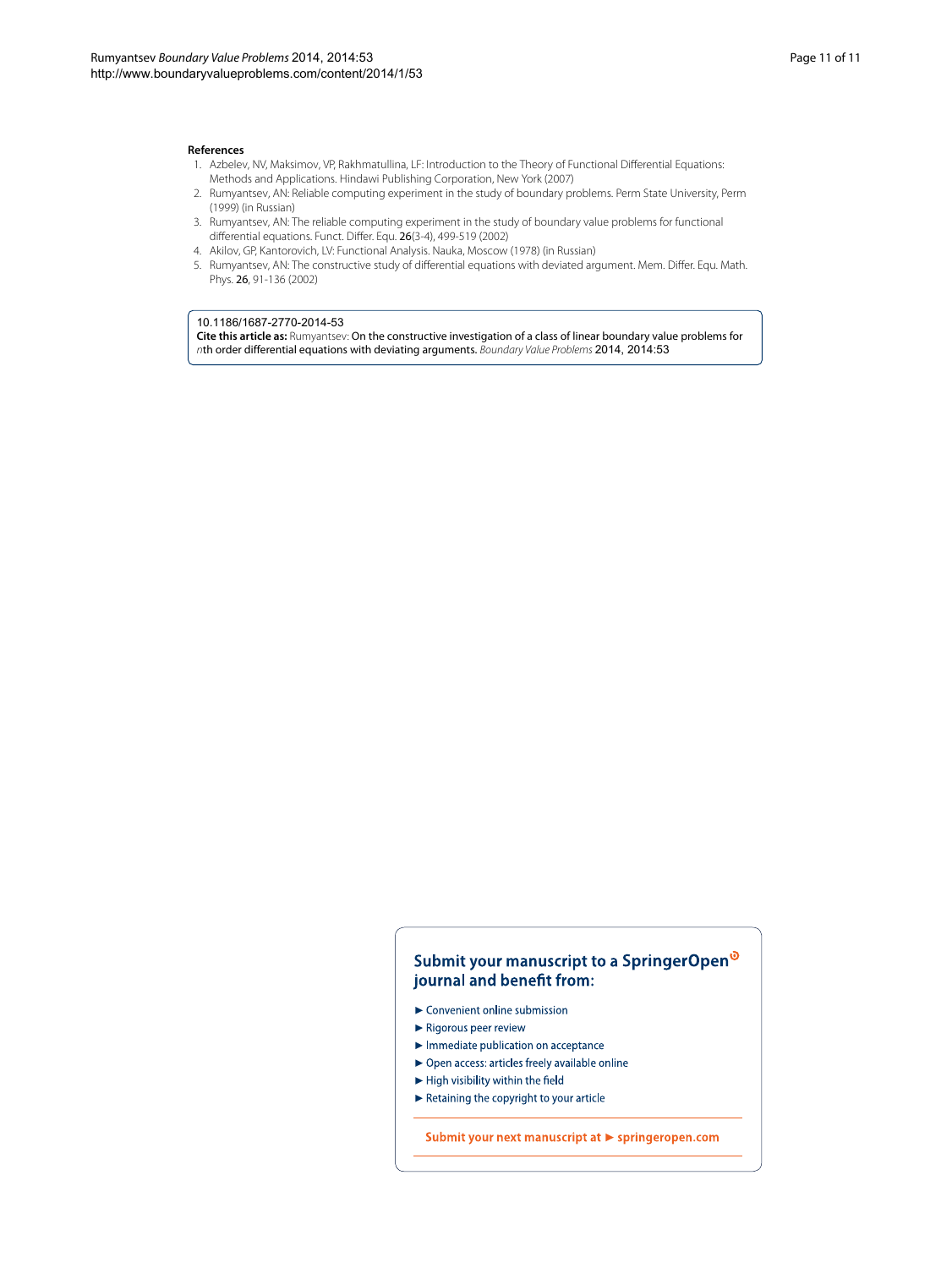## References

1. Azbelev, NV, Maksimov, VP, Rakhmatullina, LF: Introduction to the Theory of Functional Differential Equations: Methods and Applications. Hindawi Publishing Corporation, New York (2007)
2. Rumyantsev, AN: Reliable computing experiment in the study of boundary problems. Perm State University, Perm (1999) (in Russian)
3. Rumyantsev, AN: The reliable computing experiment in the study of boundary value problems for functional differential equations. Funct. Differ. Equ. **26**(3-4), 499-519 (2002)
4. Akilov, GP, Kantorovich, LV: Functional Analysis. Nauka, Moscow (1978) (in Russian)
5. Rumyantsev, AN: The constructive study of differential equations with deviated argument. Mem. Differ. Equ. Math. Phys. **26**, 91-136 (2002)

10.1186/1687-2770-2014-53
**Cite this article as:** Rumyantsev: On the constructive investigation of a class of linear boundary value problems for *n*th order differential equations with deviating arguments. *Boundary Value Problems* 2014, 2014:53

**Submit your manuscript to a SpringerOpen journal and benefit from:**

- ► Convenient online submission
- ► Rigorous peer review
- ► Immediate publication on acceptance
- ► Open access: articles freely available online
- ► High visibility within the field
- ► Retaining the copyright to your article

**Submit your next manuscript at ► springeropen.com**